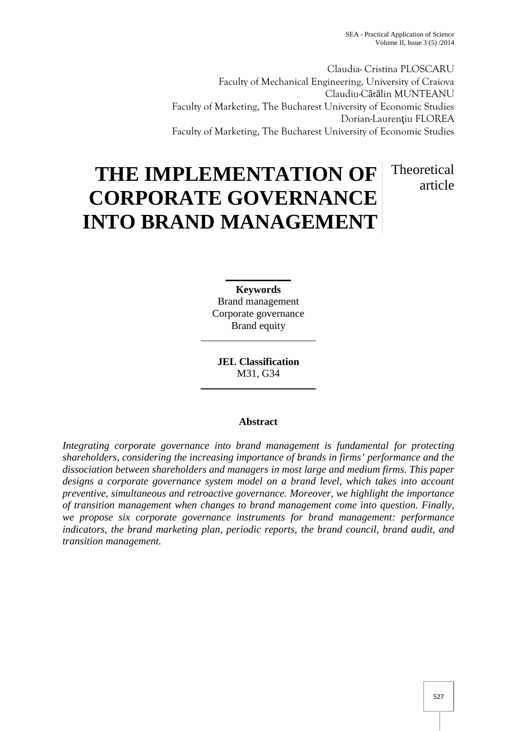Claudia- Cristina PLOSCARU
Faculty of Mechanical Engineering, University of Craiova
Claudiu-Cătălin MUNTEANU
Faculty of Marketing, The Bucharest University of Economic Studies
Dorian-Laurenţiu FLOREA
Faculty of Marketing, The Bucharest University of Economic Studies

# THE IMPLEMENTATION OF CORPORATE GOVERNANCE INTO BRAND MANAGEMENT

Theoretical article

**Keywords**
Brand management
Corporate governance
Brand equity

**JEL Classification**
M31, G34

## Abstract

*Integrating corporate governance into brand management is fundamental for protecting shareholders, considering the increasing importance of brands in firms' performance and the dissociation between shareholders and managers in most large and medium firms. This paper designs a corporate governance system model on a brand level, which takes into account preventive, simultaneous and retroactive governance. Moreover, we highlight the importance of transition management when changes to brand management come into question. Finally, we propose six corporate governance instruments for brand management: performance indicators, the brand marketing plan, periodic reports, the brand council, brand audit, and transition management.*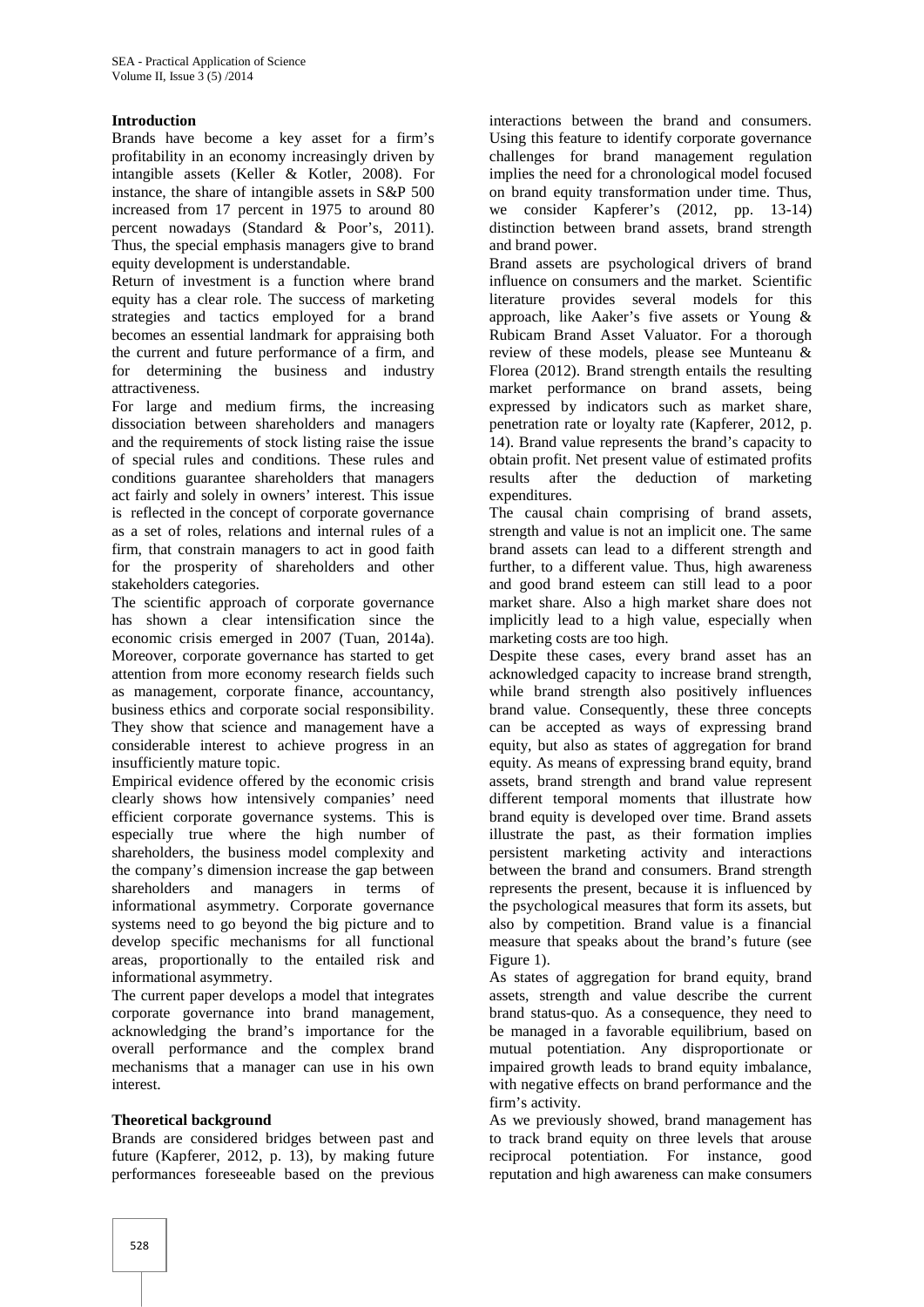## Introduction

Brands have become a key asset for a firm's profitability in an economy increasingly driven by intangible assets (Keller & Kotler, 2008). For instance, the share of intangible assets in S&P 500 increased from 17 percent in 1975 to around 80 percent nowadays (Standard & Poor's, 2011). Thus, the special emphasis managers give to brand equity development is understandable.

Return of investment is a function where brand equity has a clear role. The success of marketing strategies and tactics employed for a brand becomes an essential landmark for appraising both the current and future performance of a firm, and for determining the business and industry attractiveness.

For large and medium firms, the increasing dissociation between shareholders and managers and the requirements of stock listing raise the issue of special rules and conditions. These rules and conditions guarantee shareholders that managers act fairly and solely in owners' interest. This issue is reflected in the concept of corporate governance as a set of roles, relations and internal rules of a firm, that constrain managers to act in good faith for the prosperity of shareholders and other stakeholders categories.

The scientific approach of corporate governance has shown a clear intensification since the economic crisis emerged in 2007 (Tuan, 2014a). Moreover, corporate governance has started to get attention from more economy research fields such as management, corporate finance, accountancy, business ethics and corporate social responsibility. They show that science and management have a considerable interest to achieve progress in an insufficiently mature topic.

Empirical evidence offered by the economic crisis clearly shows how intensively companies' need efficient corporate governance systems. This is especially true where the high number of shareholders, the business model complexity and the company's dimension increase the gap between shareholders and managers in terms of informational asymmetry. Corporate governance systems need to go beyond the big picture and to develop specific mechanisms for all functional areas, proportionally to the entailed risk and informational asymmetry.

The current paper develops a model that integrates corporate governance into brand management, acknowledging the brand's importance for the overall performance and the complex brand mechanisms that a manager can use in his own interest.

## Theoretical background

Brands are considered bridges between past and future (Kapferer, 2012, p. 13), by making future performances foreseeable based on the previous interactions between the brand and consumers. Using this feature to identify corporate governance challenges for brand management regulation implies the need for a chronological model focused on brand equity transformation under time. Thus, we consider Kapferer's (2012, pp. 13-14) distinction between brand assets, brand strength and brand power.

Brand assets are psychological drivers of brand influence on consumers and the market. Scientific literature provides several models for this approach, like Aaker's five assets or Young & Rubicam Brand Asset Valuator. For a thorough review of these models, please see Munteanu & Florea (2012). Brand strength entails the resulting market performance on brand assets, being expressed by indicators such as market share, penetration rate or loyalty rate (Kapferer, 2012, p. 14). Brand value represents the brand's capacity to obtain profit. Net present value of estimated profits results after the deduction of marketing expenditures.

The causal chain comprising of brand assets, strength and value is not an implicit one. The same brand assets can lead to a different strength and further, to a different value. Thus, high awareness and good brand esteem can still lead to a poor market share. Also a high market share does not implicitly lead to a high value, especially when marketing costs are too high.

Despite these cases, every brand asset has an acknowledged capacity to increase brand strength, while brand strength also positively influences brand value. Consequently, these three concepts can be accepted as ways of expressing brand equity, but also as states of aggregation for brand equity. As means of expressing brand equity, brand assets, brand strength and brand value represent different temporal moments that illustrate how brand equity is developed over time. Brand assets illustrate the past, as their formation implies persistent marketing activity and interactions between the brand and consumers. Brand strength represents the present, because it is influenced by the psychological measures that form its assets, but also by competition. Brand value is a financial measure that speaks about the brand's future (see Figure 1).

As states of aggregation for brand equity, brand assets, strength and value describe the current brand status-quo. As a consequence, they need to be managed in a favorable equilibrium, based on mutual potentiation. Any disproportionate or impaired growth leads to brand equity imbalance, with negative effects on brand performance and the firm's activity.

As we previously showed, brand management has to track brand equity on three levels that arouse reciprocal potentiation. For instance, good reputation and high awareness can make consumers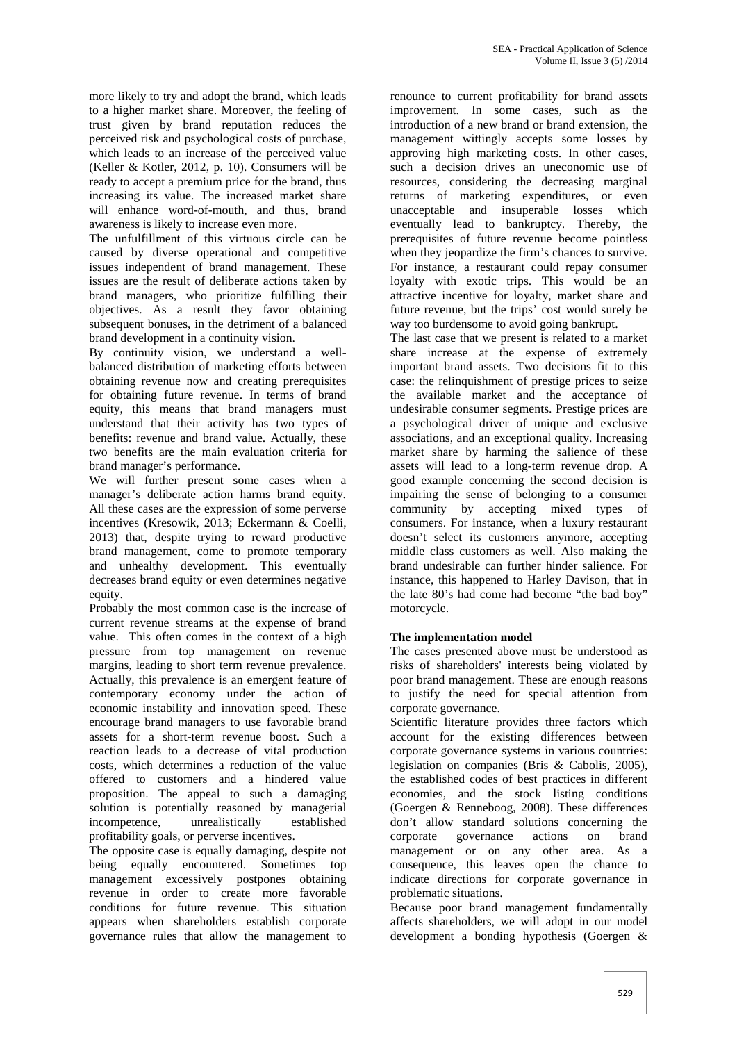more likely to try and adopt the brand, which leads to a higher market share. Moreover, the feeling of trust given by brand reputation reduces the perceived risk and psychological costs of purchase, which leads to an increase of the perceived value (Keller & Kotler, 2012, p. 10). Consumers will be ready to accept a premium price for the brand, thus increasing its value. The increased market share will enhance word-of-mouth, and thus, brand awareness is likely to increase even more.

The unfulfillment of this virtuous circle can be caused by diverse operational and competitive issues independent of brand management. These issues are the result of deliberate actions taken by brand managers, who prioritize fulfilling their objectives. As a result they favor obtaining subsequent bonuses, in the detriment of a balanced brand development in a continuity vision.

By continuity vision, we understand a well-balanced distribution of marketing efforts between obtaining revenue now and creating prerequisites for obtaining future revenue. In terms of brand equity, this means that brand managers must understand that their activity has two types of benefits: revenue and brand value. Actually, these two benefits are the main evaluation criteria for brand manager's performance.

We will further present some cases when a manager's deliberate action harms brand equity. All these cases are the expression of some perverse incentives (Kresowik, 2013; Eckermann & Coelli, 2013) that, despite trying to reward productive brand management, come to promote temporary and unhealthy development. This eventually decreases brand equity or even determines negative equity.

Probably the most common case is the increase of current revenue streams at the expense of brand value. This often comes in the context of a high pressure from top management on revenue margins, leading to short term revenue prevalence. Actually, this prevalence is an emergent feature of contemporary economy under the action of economic instability and innovation speed. These encourage brand managers to use favorable brand assets for a short-term revenue boost. Such a reaction leads to a decrease of vital production costs, which determines a reduction of the value offered to customers and a hindered value proposition. The appeal to such a damaging solution is potentially reasoned by managerial incompetence, unrealistically established profitability goals, or perverse incentives.

The opposite case is equally damaging, despite not being equally encountered. Sometimes top management excessively postpones obtaining revenue in order to create more favorable conditions for future revenue. This situation appears when shareholders establish corporate governance rules that allow the management to renounce to current profitability for brand assets improvement. In some cases, such as the introduction of a new brand or brand extension, the management wittingly accepts some losses by approving high marketing costs. In other cases, such a decision drives an uneconomic use of resources, considering the decreasing marginal returns of marketing expenditures, or even unacceptable and insuperable losses which eventually lead to bankruptcy. Thereby, the prerequisites of future revenue become pointless when they jeopardize the firm's chances to survive. For instance, a restaurant could repay consumer loyalty with exotic trips. This would be an attractive incentive for loyalty, market share and future revenue, but the trips' cost would surely be way too burdensome to avoid going bankrupt.

The last case that we present is related to a market share increase at the expense of extremely important brand assets. Two decisions fit to this case: the relinquishment of prestige prices to seize the available market and the acceptance of undesirable consumer segments. Prestige prices are a psychological driver of unique and exclusive associations, and an exceptional quality. Increasing market share by harming the salience of these assets will lead to a long-term revenue drop. A good example concerning the second decision is impairing the sense of belonging to a consumer community by accepting mixed types of consumers. For instance, when a luxury restaurant doesn't select its customers anymore, accepting middle class customers as well. Also making the brand undesirable can further hinder salience. For instance, this happened to Harley Davison, that in the late 80's had come had become "the bad boy" motorcycle.

**The implementation model**

The cases presented above must be understood as risks of shareholders' interests being violated by poor brand management. These are enough reasons to justify the need for special attention from corporate governance.

Scientific literature provides three factors which account for the existing differences between corporate governance systems in various countries: legislation on companies (Bris & Cabolis, 2005), the established codes of best practices in different economies, and the stock listing conditions (Goergen & Renneboog, 2008). These differences don't allow standard solutions concerning the corporate governance actions on brand management or on any other area. As a consequence, this leaves open the chance to indicate directions for corporate governance in problematic situations.

Because poor brand management fundamentally affects shareholders, we will adopt in our model development a bonding hypothesis (Goergen &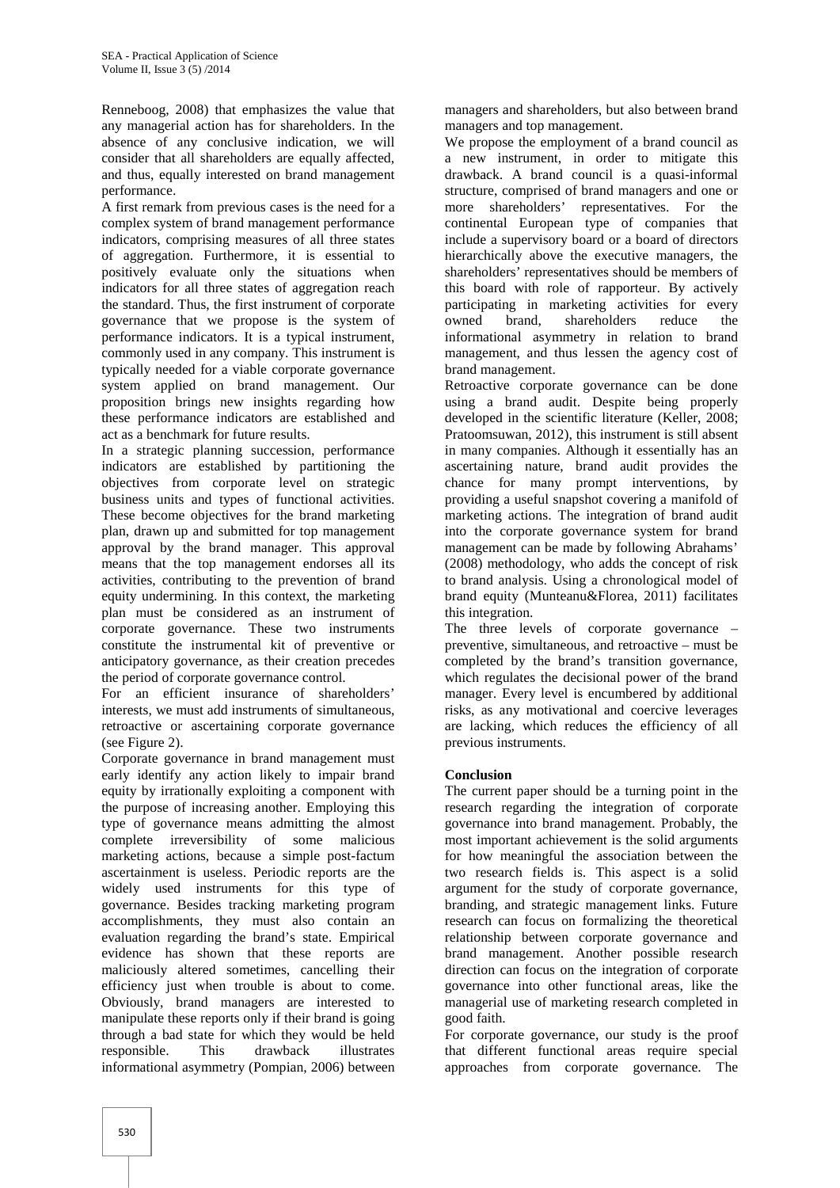Renneboog, 2008) that emphasizes the value that any managerial action has for shareholders. In the absence of any conclusive indication, we will consider that all shareholders are equally affected, and thus, equally interested on brand management performance.

A first remark from previous cases is the need for a complex system of brand management performance indicators, comprising measures of all three states of aggregation. Furthermore, it is essential to positively evaluate only the situations when indicators for all three states of aggregation reach the standard. Thus, the first instrument of corporate governance that we propose is the system of performance indicators. It is a typical instrument, commonly used in any company. This instrument is typically needed for a viable corporate governance system applied on brand management. Our proposition brings new insights regarding how these performance indicators are established and act as a benchmark for future results.

In a strategic planning succession, performance indicators are established by partitioning the objectives from corporate level on strategic business units and types of functional activities. These become objectives for the brand marketing plan, drawn up and submitted for top management approval by the brand manager. This approval means that the top management endorses all its activities, contributing to the prevention of brand equity undermining. In this context, the marketing plan must be considered as an instrument of corporate governance. These two instruments constitute the instrumental kit of preventive or anticipatory governance, as their creation precedes the period of corporate governance control.

For an efficient insurance of shareholders' interests, we must add instruments of simultaneous, retroactive or ascertaining corporate governance (see Figure 2).

Corporate governance in brand management must early identify any action likely to impair brand equity by irrationally exploiting a component with the purpose of increasing another. Employing this type of governance means admitting the almost complete irreversibility of some malicious marketing actions, because a simple post-factum ascertainment is useless. Periodic reports are the widely used instruments for this type of governance. Besides tracking marketing program accomplishments, they must also contain an evaluation regarding the brand's state. Empirical evidence has shown that these reports are maliciously altered sometimes, cancelling their efficiency just when trouble is about to come. Obviously, brand managers are interested to manipulate these reports only if their brand is going through a bad state for which they would be held responsible. This drawback illustrates informational asymmetry (Pompian, 2006) between managers and shareholders, but also between brand managers and top management.

We propose the employment of a brand council as a new instrument, in order to mitigate this drawback. A brand council is a quasi-informal structure, comprised of brand managers and one or more shareholders' representatives. For the continental European type of companies that include a supervisory board or a board of directors hierarchically above the executive managers, the shareholders' representatives should be members of this board with role of rapporteur. By actively participating in marketing activities for every owned brand, shareholders reduce the informational asymmetry in relation to brand management, and thus lessen the agency cost of brand management.

Retroactive corporate governance can be done using a brand audit. Despite being properly developed in the scientific literature (Keller, 2008; Pratoomsuwan, 2012), this instrument is still absent in many companies. Although it essentially has an ascertaining nature, brand audit provides the chance for many prompt interventions, by providing a useful snapshot covering a manifold of marketing actions. The integration of brand audit into the corporate governance system for brand management can be made by following Abrahams' (2008) methodology, who adds the concept of risk to brand analysis. Using a chronological model of brand equity (Munteanu&Florea, 2011) facilitates this integration.

The three levels of corporate governance – preventive, simultaneous, and retroactive – must be completed by the brand's transition governance, which regulates the decisional power of the brand manager. Every level is encumbered by additional risks, as any motivational and coercive leverages are lacking, which reduces the efficiency of all previous instruments.

## Conclusion

The current paper should be a turning point in the research regarding the integration of corporate governance into brand management. Probably, the most important achievement is the solid arguments for how meaningful the association between the two research fields is. This aspect is a solid argument for the study of corporate governance, branding, and strategic management links. Future research can focus on formalizing the theoretical relationship between corporate governance and brand management. Another possible research direction can focus on the integration of corporate governance into other functional areas, like the managerial use of marketing research completed in good faith.

For corporate governance, our study is the proof that different functional areas require special approaches from corporate governance. The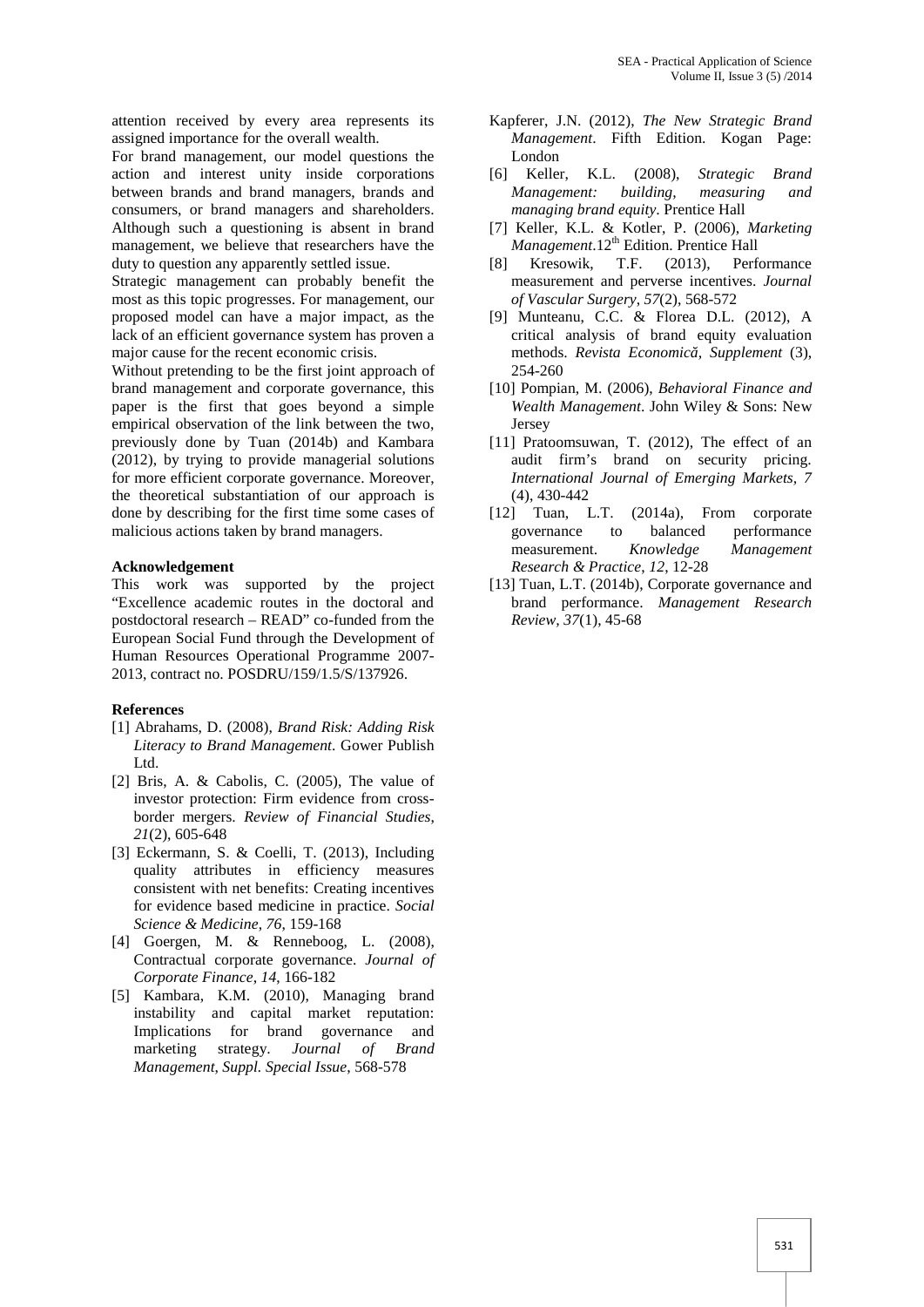attention received by every area represents its assigned importance for the overall wealth.

For brand management, our model questions the action and interest unity inside corporations between brands and brand managers, brands and consumers, or brand managers and shareholders. Although such a questioning is absent in brand management, we believe that researchers have the duty to question any apparently settled issue.

Strategic management can probably benefit the most as this topic progresses. For management, our proposed model can have a major impact, as the lack of an efficient governance system has proven a major cause for the recent economic crisis.

Without pretending to be the first joint approach of brand management and corporate governance, this paper is the first that goes beyond a simple empirical observation of the link between the two, previously done by Tuan (2014b) and Kambara (2012), by trying to provide managerial solutions for more efficient corporate governance. Moreover, the theoretical substantiation of our approach is done by describing for the first time some cases of malicious actions taken by brand managers.

**Acknowledgement**

This work was supported by the project "Excellence academic routes in the doctoral and postdoctoral research – READ" co-funded from the European Social Fund through the Development of Human Resources Operational Programme 2007-2013, contract no. POSDRU/159/1.5/S/137926.

**References**

[1] Abrahams, D. (2008), *Brand Risk: Adding Risk Literacy to Brand Management*. Gower Publish Ltd.

[2] Bris, A. & Cabolis, C. (2005), The value of investor protection: Firm evidence from cross-border mergers. *Review of Financial Studies, 21*(2), 605-648

[3] Eckermann, S. & Coelli, T. (2013), Including quality attributes in efficiency measures consistent with net benefits: Creating incentives for evidence based medicine in practice. *Social Science & Medicine, 76*, 159-168

[4] Goergen, M. & Renneboog, L. (2008), Contractual corporate governance. *Journal of Corporate Finance, 14*, 166-182

[5] Kambara, K.M. (2010), Managing brand instability and capital market reputation: Implications for brand governance and marketing strategy. *Journal of Brand Management, Suppl. Special Issue*, 568-578

Kapferer, J.N. (2012), *The New Strategic Brand Management*. Fifth Edition. Kogan Page: London

[6] Keller, K.L. (2008), *Strategic Brand Management: building, measuring and managing brand equity*. Prentice Hall

[7] Keller, K.L. & Kotler, P. (2006), *Marketing Management*.12th Edition. Prentice Hall

[8] Kresowik, T.F. (2013), Performance measurement and perverse incentives. *Journal of Vascular Surgery, 57*(2), 568-572

[9] Munteanu, C.C. & Florea D.L. (2012), A critical analysis of brand equity evaluation methods. *Revista Economică, Supplement* (3), 254-260

[10] Pompian, M. (2006), *Behavioral Finance and Wealth Management*. John Wiley & Sons: New Jersey

[11] Pratoomsuwan, T. (2012), The effect of an audit firm's brand on security pricing. *International Journal of Emerging Markets, 7* (4), 430-442

[12] Tuan, L.T. (2014a), From corporate governance to balanced performance measurement. *Knowledge Management Research & Practice, 12*, 12-28

[13] Tuan, L.T. (2014b), Corporate governance and brand performance. *Management Research Review, 37*(1), 45-68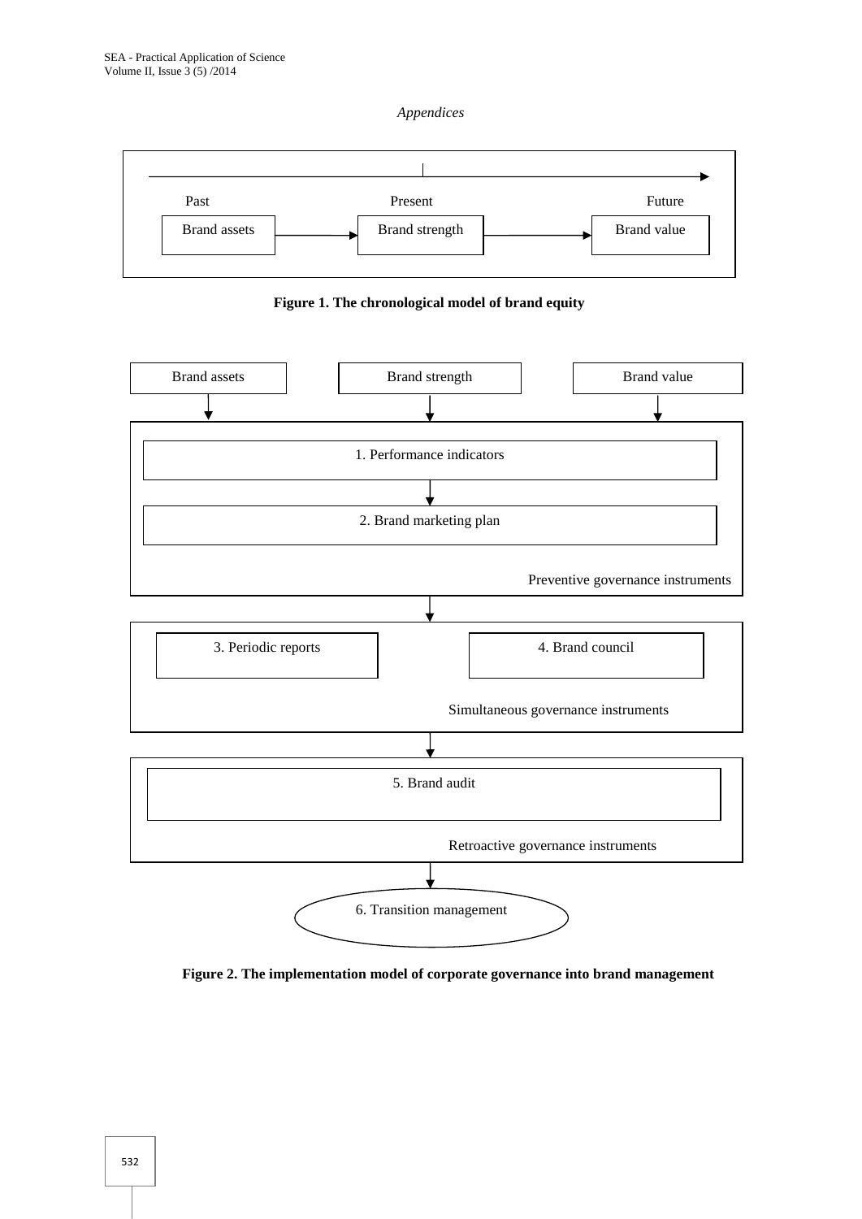*Appendices*

Past

Present

Future

Brand assets

Brand strength

Brand value

**Figure 1. The chronological model of brand equity**

Brand assets

Brand strength

Brand value

1. Performance indicators

2. Brand marketing plan

Preventive governance instruments

3. Periodic reports

4. Brand council

Simultaneous governance instruments

5. Brand audit

Retroactive governance instruments

6. Transition management

**Figure 2. The implementation model of corporate governance into brand management**